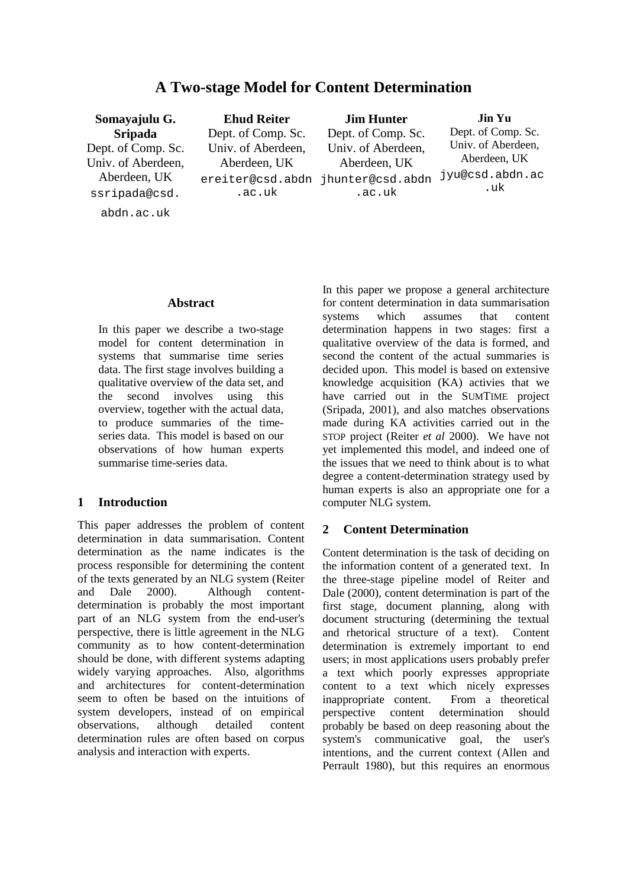# A Two-stage Model for Content Determination

**Somayajulu G. Sripada**
Dept. of Comp. Sc.
Univ. of Aberdeen, Aberdeen, UK
ssripada@csd.abdn.ac.uk

**Ehud Reiter**
Dept. of Comp. Sc.
Univ. of Aberdeen, Aberdeen, UK
ereiter@csd.abdn.ac.uk

**Jim Hunter**
Dept. of Comp. Sc.
Univ. of Aberdeen, Aberdeen, UK
jhunter@csd.abdn.ac.uk

**Jin Yu**
Dept. of Comp. Sc.
Univ. of Aberdeen, Aberdeen, UK
jyu@csd.abdn.ac.uk

## Abstract

In this paper we describe a two-stage model for content determination in systems that summarise time series data. The first stage involves building a qualitative overview of the data set, and the second involves using this overview, together with the actual data, to produce summaries of the time-series data. This model is based on our observations of how human experts summarise time-series data.

## 1 Introduction

This paper addresses the problem of content determination in data summarisation. Content determination as the name indicates is the process responsible for determining the content of the texts generated by an NLG system (Reiter and Dale 2000). Although content-determination is probably the most important part of an NLG system from the end-user's perspective, there is little agreement in the NLG community as to how content-determination should be done, with different systems adapting widely varying approaches. Also, algorithms and architectures for content-determination seem to often be based on the intuitions of system developers, instead of on empirical observations, although detailed content determination rules are often based on corpus analysis and interaction with experts.

In this paper we propose a general architecture for content determination in data summarisation systems which assumes that content determination happens in two stages: first a qualitative overview of the data is formed, and second the content of the actual summaries is decided upon. This model is based on extensive knowledge acquisition (KA) activies that we have carried out in the SUMTIME project (Sripada, 2001), and also matches observations made during KA activities carried out in the STOP project (Reiter *et al* 2000). We have not yet implemented this model, and indeed one of the issues that we need to think about is to what degree a content-determination strategy used by human experts is also an appropriate one for a computer NLG system.

## 2 Content Determination

Content determination is the task of deciding on the information content of a generated text. In the three-stage pipeline model of Reiter and Dale (2000), content determination is part of the first stage, document planning, along with document structuring (determining the textual and rhetorical structure of a text). Content determination is extremely important to end users; in most applications users probably prefer a text which poorly expresses appropriate content to a text which nicely expresses inappropriate content. From a theoretical perspective content determination should probably be based on deep reasoning about the system's communicative goal, the user's intentions, and the current context (Allen and Perrault 1980), but this requires an enormous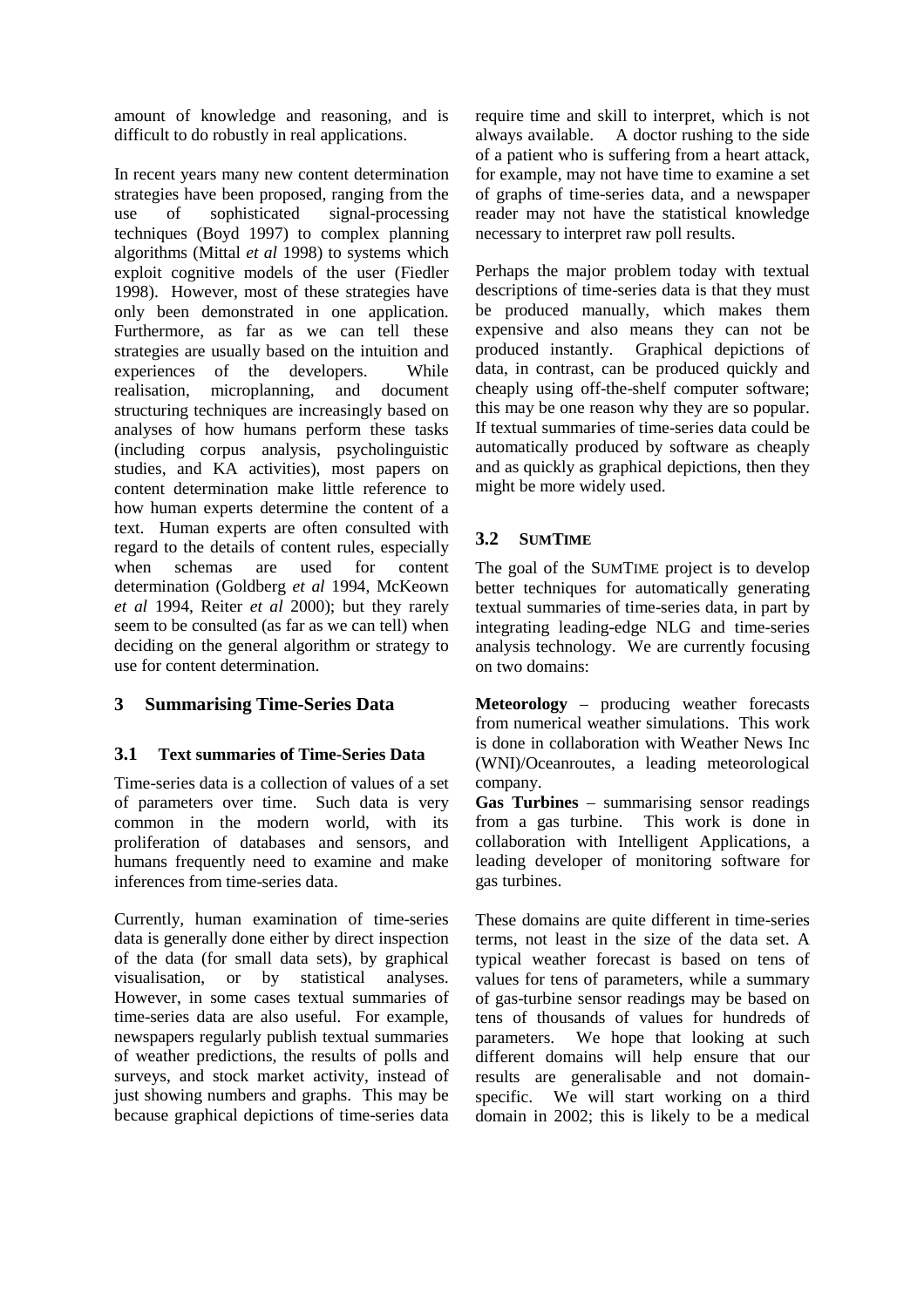amount of knowledge and reasoning, and is difficult to do robustly in real applications.

In recent years many new content determination strategies have been proposed, ranging from the use of sophisticated signal-processing techniques (Boyd 1997) to complex planning algorithms (Mittal *et al* 1998) to systems which exploit cognitive models of the user (Fiedler 1998). However, most of these strategies have only been demonstrated in one application. Furthermore, as far as we can tell these strategies are usually based on the intuition and experiences of the developers. While realisation, microplanning, and document structuring techniques are increasingly based on analyses of how humans perform these tasks (including corpus analysis, psycholinguistic studies, and KA activities), most papers on content determination make little reference to how human experts determine the content of a text. Human experts are often consulted with regard to the details of content rules, especially when schemas are used for content determination (Goldberg *et al* 1994, McKeown *et al* 1994, Reiter *et al* 2000); but they rarely seem to be consulted (as far as we can tell) when deciding on the general algorithm or strategy to use for content determination.

## 3 Summarising Time-Series Data

### 3.1 Text summaries of Time-Series Data

Time-series data is a collection of values of a set of parameters over time. Such data is very common in the modern world, with its proliferation of databases and sensors, and humans frequently need to examine and make inferences from time-series data.

Currently, human examination of time-series data is generally done either by direct inspection of the data (for small data sets), by graphical visualisation, or by statistical analyses. However, in some cases textual summaries of time-series data are also useful. For example, newspapers regularly publish textual summaries of weather predictions, the results of polls and surveys, and stock market activity, instead of just showing numbers and graphs. This may be because graphical depictions of time-series data require time and skill to interpret, which is not always available. A doctor rushing to the side of a patient who is suffering from a heart attack, for example, may not have time to examine a set of graphs of time-series data, and a newspaper reader may not have the statistical knowledge necessary to interpret raw poll results.

Perhaps the major problem today with textual descriptions of time-series data is that they must be produced manually, which makes them expensive and also means they can not be produced instantly. Graphical depictions of data, in contrast, can be produced quickly and cheaply using off-the-shelf computer software; this may be one reason why they are so popular. If textual summaries of time-series data could be automatically produced by software as cheaply and as quickly as graphical depictions, then they might be more widely used.

### 3.2 SUMTIME

The goal of the SUMTIME project is to develop better techniques for automatically generating textual summaries of time-series data, in part by integrating leading-edge NLG and time-series analysis technology. We are currently focusing on two domains:

**Meteorology** – producing weather forecasts from numerical weather simulations. This work is done in collaboration with Weather News Inc (WNI)/Oceanroutes, a leading meteorological company.
**Gas Turbines** – summarising sensor readings from a gas turbine. This work is done in collaboration with Intelligent Applications, a leading developer of monitoring software for gas turbines.

These domains are quite different in time-series terms, not least in the size of the data set. A typical weather forecast is based on tens of values for tens of parameters, while a summary of gas-turbine sensor readings may be based on tens of thousands of values for hundreds of parameters. We hope that looking at such different domains will help ensure that our results are generalisable and not domain-specific. We will start working on a third domain in 2002; this is likely to be a medical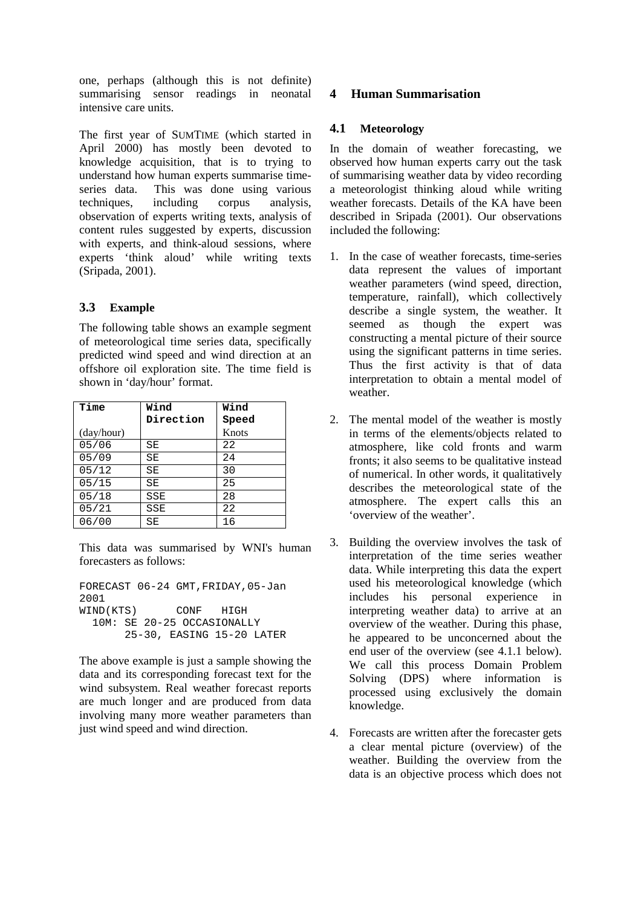one, perhaps (although this is not definite) summarising sensor readings in neonatal intensive care units.

The first year of SUMTIME (which started in April 2000) has mostly been devoted to knowledge acquisition, that is to trying to understand how human experts summarise time-series data. This was done using various techniques, including corpus analysis, observation of experts writing texts, analysis of content rules suggested by experts, discussion with experts, and think-aloud sessions, where experts 'think aloud' while writing texts (Sripada, 2001).

### 3.3 Example

The following table shows an example segment of meteorological time series data, specifically predicted wind speed and wind direction at an offshore oil exploration site. The time field is shown in 'day/hour' format.

| Time (day/hour) | Wind Direction | Wind Speed Knots |
|---|---|---|
| 05/06 | SE | 22 |
| 05/09 | SE | 24 |
| 05/12 | SE | 30 |
| 05/15 | SE | 25 |
| 05/18 | SSE | 28 |
| 05/21 | SSE | 22 |
| 06/00 | SE | 16 |

This data was summarised by WNI's human forecasters as follows:

```
FORECAST 06-24 GMT,FRIDAY,05-Jan
2001
WIND(KTS)      CONF   HIGH
  10M: SE 20-25 OCCASIONALLY
       25-30, EASING 15-20 LATER
```

The above example is just a sample showing the data and its corresponding forecast text for the wind subsystem. Real weather forecast reports are much longer and are produced from data involving many more weather parameters than just wind speed and wind direction.

## 4 Human Summarisation

### 4.1 Meteorology

In the domain of weather forecasting, we observed how human experts carry out the task of summarising weather data by video recording a meteorologist thinking aloud while writing weather forecasts. Details of the KA have been described in Sripada (2001). Our observations included the following:

1. In the case of weather forecasts, time-series data represent the values of important weather parameters (wind speed, direction, temperature, rainfall), which collectively describe a single system, the weather. It seemed as though the expert was constructing a mental picture of their source using the significant patterns in time series. Thus the first activity is that of data interpretation to obtain a mental model of weather.

2. The mental model of the weather is mostly in terms of the elements/objects related to atmosphere, like cold fronts and warm fronts; it also seems to be qualitative instead of numerical. In other words, it qualitatively describes the meteorological state of the atmosphere. The expert calls this an 'overview of the weather'.

3. Building the overview involves the task of interpretation of the time series weather data. While interpreting this data the expert used his meteorological knowledge (which includes his personal experience in interpreting weather data) to arrive at an overview of the weather. During this phase, he appeared to be unconcerned about the end user of the overview (see 4.1.1 below). We call this process Domain Problem Solving (DPS) where information is processed using exclusively the domain knowledge.

4. Forecasts are written after the forecaster gets a clear mental picture (overview) of the weather. Building the overview from the data is an objective process which does not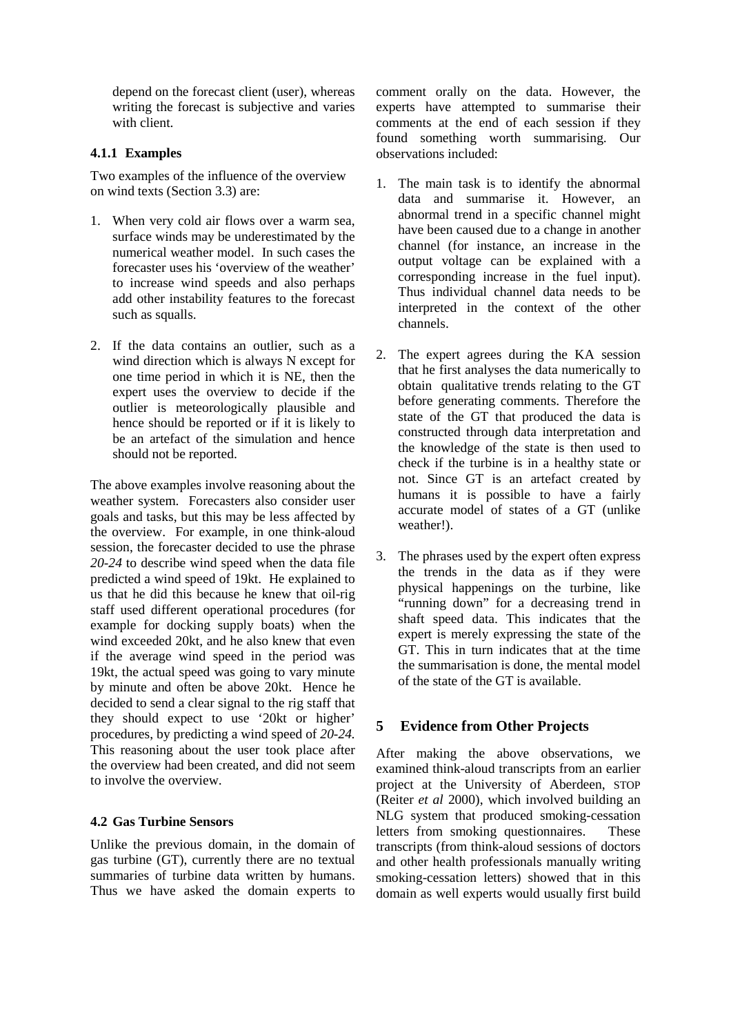depend on the forecast client (user), whereas writing the forecast is subjective and varies with client.

#### 4.1.1 Examples

Two examples of the influence of the overview on wind texts (Section 3.3) are:

1. When very cold air flows over a warm sea, surface winds may be underestimated by the numerical weather model. In such cases the forecaster uses his 'overview of the weather' to increase wind speeds and also perhaps add other instability features to the forecast such as squalls.

2. If the data contains an outlier, such as a wind direction which is always N except for one time period in which it is NE, then the expert uses the overview to decide if the outlier is meteorologically plausible and hence should be reported or if it is likely to be an artefact of the simulation and hence should not be reported.

The above examples involve reasoning about the weather system. Forecasters also consider user goals and tasks, but this may be less affected by the overview. For example, in one think-aloud session, the forecaster decided to use the phrase *20-24* to describe wind speed when the data file predicted a wind speed of 19kt. He explained to us that he did this because he knew that oil-rig staff used different operational procedures (for example for docking supply boats) when the wind exceeded 20kt, and he also knew that even if the average wind speed in the period was 19kt, the actual speed was going to vary minute by minute and often be above 20kt. Hence he decided to send a clear signal to the rig staff that they should expect to use '20kt or higher' procedures, by predicting a wind speed of *20-24.* This reasoning about the user took place after the overview had been created, and did not seem to involve the overview.

### 4.2 Gas Turbine Sensors

Unlike the previous domain, in the domain of gas turbine (GT), currently there are no textual summaries of turbine data written by humans. Thus we have asked the domain experts to comment orally on the data. However, the experts have attempted to summarise their comments at the end of each session if they found something worth summarising. Our observations included:

1. The main task is to identify the abnormal data and summarise it. However, an abnormal trend in a specific channel might have been caused due to a change in another channel (for instance, an increase in the output voltage can be explained with a corresponding increase in the fuel input). Thus individual channel data needs to be interpreted in the context of the other channels.

2. The expert agrees during the KA session that he first analyses the data numerically to obtain qualitative trends relating to the GT before generating comments. Therefore the state of the GT that produced the data is constructed through data interpretation and the knowledge of the state is then used to check if the turbine is in a healthy state or not. Since GT is an artefact created by humans it is possible to have a fairly accurate model of states of a GT (unlike weather!).

3. The phrases used by the expert often express the trends in the data as if they were physical happenings on the turbine, like "running down" for a decreasing trend in shaft speed data. This indicates that the expert is merely expressing the state of the GT. This in turn indicates that at the time the summarisation is done, the mental model of the state of the GT is available.

## 5 Evidence from Other Projects

After making the above observations, we examined think-aloud transcripts from an earlier project at the University of Aberdeen, STOP (Reiter *et al* 2000), which involved building an NLG system that produced smoking-cessation letters from smoking questionnaires. These transcripts (from think-aloud sessions of doctors and other health professionals manually writing smoking-cessation letters) showed that in this domain as well experts would usually first build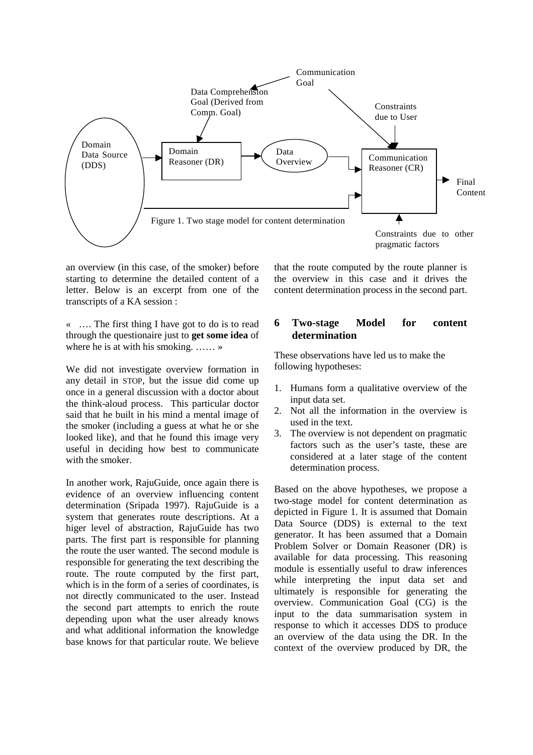Figure 1. Two stage model for content determination

an overview (in this case, of the smoker) before starting to determine the detailed content of a letter. Below is an excerpt from one of the transcripts of a KA session :

« …. The first thing I have got to do is to read through the questionaire just to **get some idea** of where he is at with his smoking. …… »

We did not investigate overview formation in any detail in STOP, but the issue did come up once in a general discussion with a doctor about the think-aloud process. This particular doctor said that he built in his mind a mental image of the smoker (including a guess at what he or she looked like), and that he found this image very useful in deciding how best to communicate with the smoker.

In another work, RajuGuide, once again there is evidence of an overview influencing content determination (Sripada 1997). RajuGuide is a system that generates route descriptions. At a higer level of abstraction, RajuGuide has two parts. The first part is responsible for planning the route the user wanted. The second module is responsible for generating the text describing the route. The route computed by the first part, which is in the form of a series of coordinates, is not directly communicated to the user. Instead the second part attempts to enrich the route depending upon what the user already knows and what additional information the knowledge base knows for that particular route. We believe that the route computed by the route planner is the overview in this case and it drives the content determination process in the second part.

## 6 Two-stage Model for content determination

These observations have led us to make the following hypotheses:

1. Humans form a qualitative overview of the input data set.
2. Not all the information in the overview is used in the text.
3. The overview is not dependent on pragmatic factors such as the user's taste, these are considered at a later stage of the content determination process.

Based on the above hypotheses, we propose a two-stage model for content determination as depicted in Figure 1. It is assumed that Domain Data Source (DDS) is external to the text generator. It has been assumed that a Domain Problem Solver or Domain Reasoner (DR) is available for data processing. This reasoning module is essentially useful to draw inferences while interpreting the input data set and ultimately is responsible for generating the overview. Communication Goal (CG) is the input to the data summarisation system in response to which it accesses DDS to produce an overview of the data using the DR. In the context of the overview produced by DR, the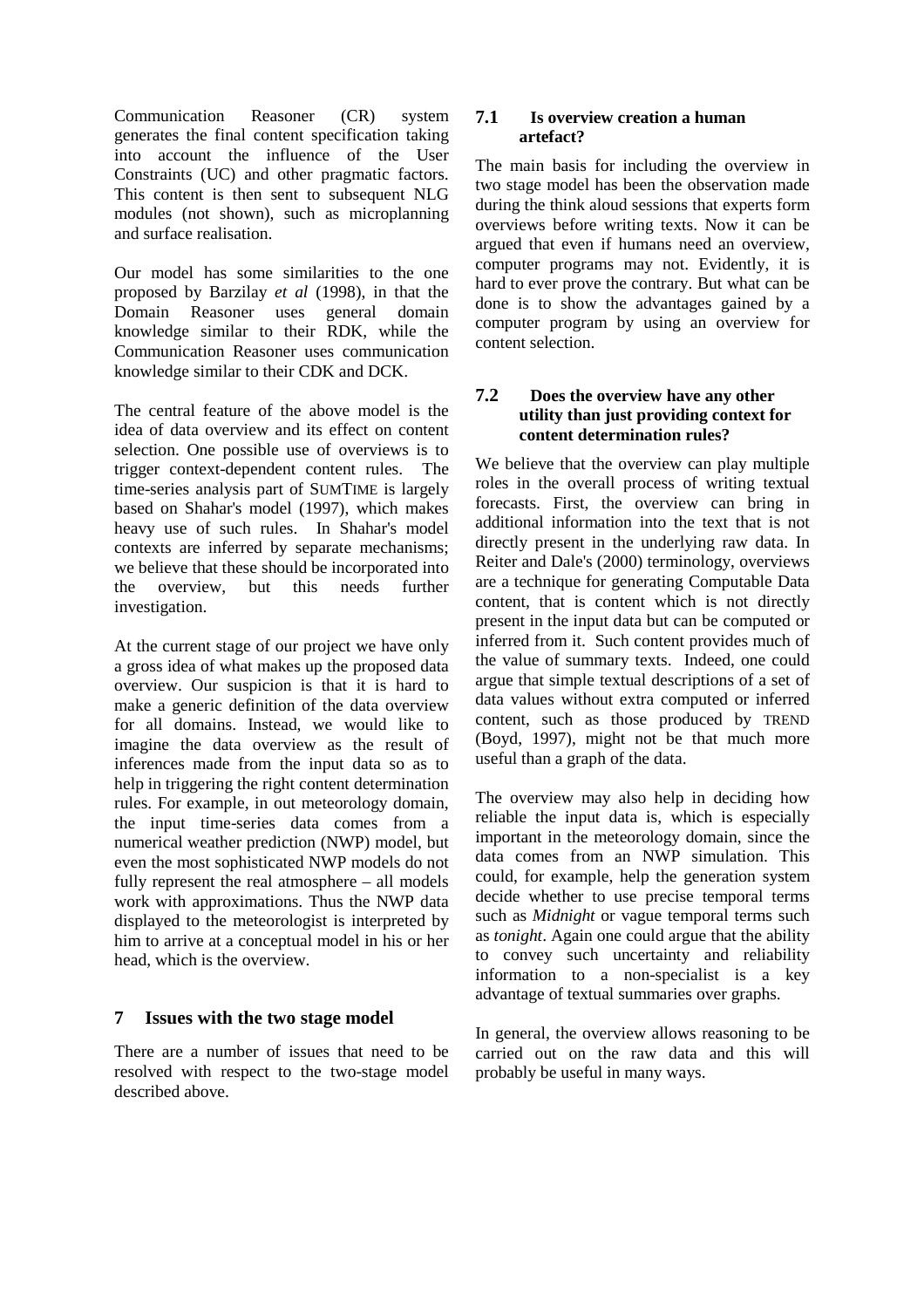Communication Reasoner (CR) system generates the final content specification taking into account the influence of the User Constraints (UC) and other pragmatic factors. This content is then sent to subsequent NLG modules (not shown), such as microplanning and surface realisation.

Our model has some similarities to the one proposed by Barzilay *et al* (1998), in that the Domain Reasoner uses general domain knowledge similar to their RDK, while the Communication Reasoner uses communication knowledge similar to their CDK and DCK.

The central feature of the above model is the idea of data overview and its effect on content selection. One possible use of overviews is to trigger context-dependent content rules. The time-series analysis part of SUMTIME is largely based on Shahar's model (1997), which makes heavy use of such rules. In Shahar's model contexts are inferred by separate mechanisms; we believe that these should be incorporated into the overview, but this needs further investigation.

At the current stage of our project we have only a gross idea of what makes up the proposed data overview. Our suspicion is that it is hard to make a generic definition of the data overview for all domains. Instead, we would like to imagine the data overview as the result of inferences made from the input data so as to help in triggering the right content determination rules. For example, in out meteorology domain, the input time-series data comes from a numerical weather prediction (NWP) model, but even the most sophisticated NWP models do not fully represent the real atmosphere – all models work with approximations. Thus the NWP data displayed to the meteorologist is interpreted by him to arrive at a conceptual model in his or her head, which is the overview.

## 7 Issues with the two stage model

There are a number of issues that need to be resolved with respect to the two-stage model described above.

### 7.1 Is overview creation a human artefact?

The main basis for including the overview in two stage model has been the observation made during the think aloud sessions that experts form overviews before writing texts. Now it can be argued that even if humans need an overview, computer programs may not. Evidently, it is hard to ever prove the contrary. But what can be done is to show the advantages gained by a computer program by using an overview for content selection.

### 7.2 Does the overview have any other utility than just providing context for content determination rules?

We believe that the overview can play multiple roles in the overall process of writing textual forecasts. First, the overview can bring in additional information into the text that is not directly present in the underlying raw data. In Reiter and Dale's (2000) terminology, overviews are a technique for generating Computable Data content, that is content which is not directly present in the input data but can be computed or inferred from it. Such content provides much of the value of summary texts. Indeed, one could argue that simple textual descriptions of a set of data values without extra computed or inferred content, such as those produced by TREND (Boyd, 1997), might not be that much more useful than a graph of the data.

The overview may also help in deciding how reliable the input data is, which is especially important in the meteorology domain, since the data comes from an NWP simulation. This could, for example, help the generation system decide whether to use precise temporal terms such as *Midnight* or vague temporal terms such as *tonight*. Again one could argue that the ability to convey such uncertainty and reliability information to a non-specialist is a key advantage of textual summaries over graphs.

In general, the overview allows reasoning to be carried out on the raw data and this will probably be useful in many ways.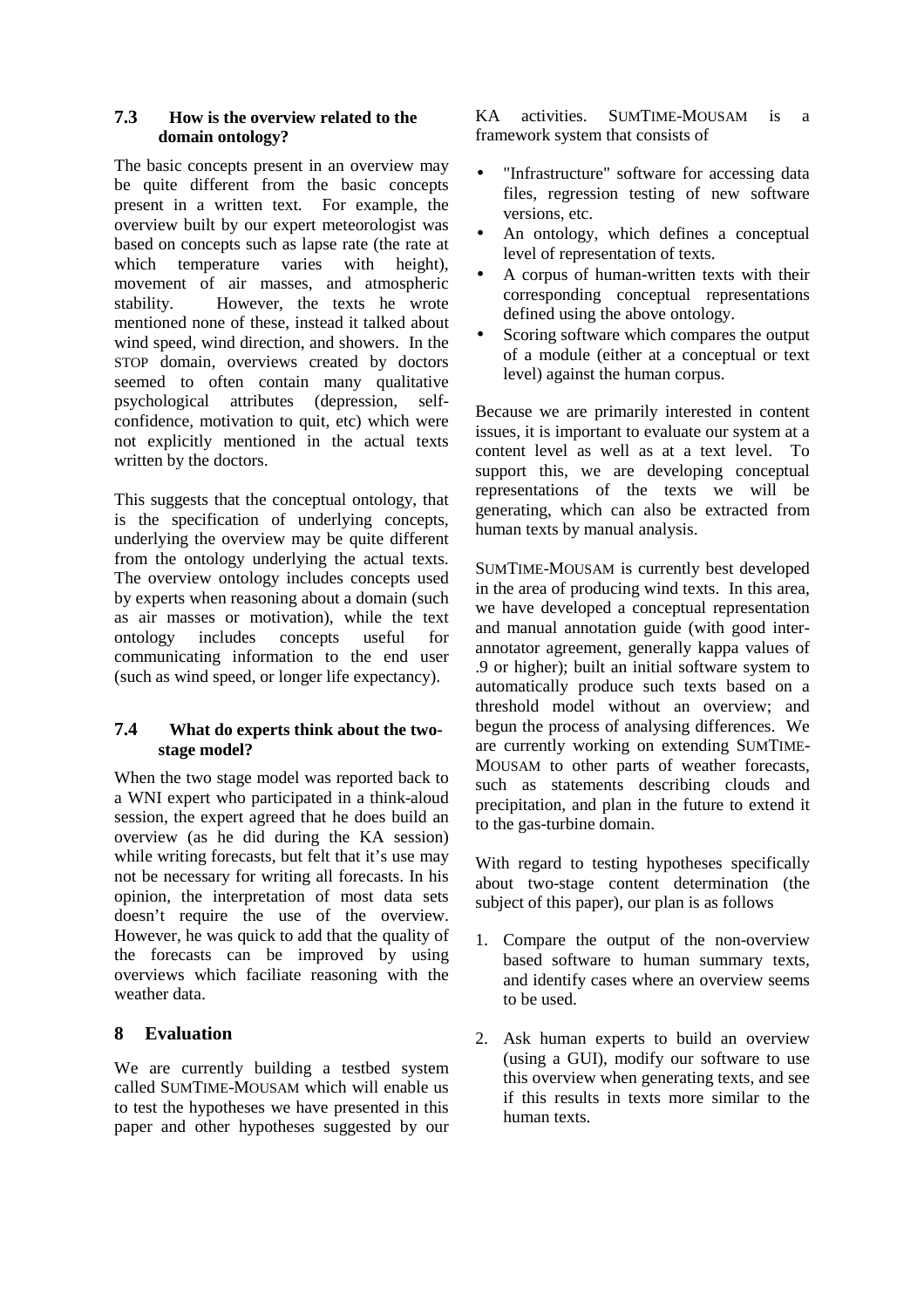### 7.3 How is the overview related to the domain ontology?

The basic concepts present in an overview may be quite different from the basic concepts present in a written text. For example, the overview built by our expert meteorologist was based on concepts such as lapse rate (the rate at which temperature varies with height), movement of air masses, and atmospheric stability. However, the texts he wrote mentioned none of these, instead it talked about wind speed, wind direction, and showers. In the STOP domain, overviews created by doctors seemed to often contain many qualitative psychological attributes (depression, self-confidence, motivation to quit, etc) which were not explicitly mentioned in the actual texts written by the doctors.

This suggests that the conceptual ontology, that is the specification of underlying concepts, underlying the overview may be quite different from the ontology underlying the actual texts. The overview ontology includes concepts used by experts when reasoning about a domain (such as air masses or motivation), while the text ontology includes concepts useful for communicating information to the end user (such as wind speed, or longer life expectancy).

### 7.4 What do experts think about the two-stage model?

When the two stage model was reported back to a WNI expert who participated in a think-aloud session, the expert agreed that he does build an overview (as he did during the KA session) while writing forecasts, but felt that it's use may not be necessary for writing all forecasts. In his opinion, the interpretation of most data sets doesn't require the use of the overview. However, he was quick to add that the quality of the forecasts can be improved by using overviews which faciliate reasoning with the weather data.

## 8 Evaluation

We are currently building a testbed system called SUMTIME-MOUSAM which will enable us to test the hypotheses we have presented in this paper and other hypotheses suggested by our KA activities. SUMTIME-MOUSAM is a framework system that consists of

- "Infrastructure" software for accessing data files, regression testing of new software versions, etc.
- An ontology, which defines a conceptual level of representation of texts.
- A corpus of human-written texts with their corresponding conceptual representations defined using the above ontology.
- Scoring software which compares the output of a module (either at a conceptual or text level) against the human corpus.

Because we are primarily interested in content issues, it is important to evaluate our system at a content level as well as at a text level. To support this, we are developing conceptual representations of the texts we will be generating, which can also be extracted from human texts by manual analysis.

SUMTIME-MOUSAM is currently best developed in the area of producing wind texts. In this area, we have developed a conceptual representation and manual annotation guide (with good inter-annotator agreement, generally kappa values of .9 or higher); built an initial software system to automatically produce such texts based on a threshold model without an overview; and begun the process of analysing differences. We are currently working on extending SUMTIME-MOUSAM to other parts of weather forecasts, such as statements describing clouds and precipitation, and plan in the future to extend it to the gas-turbine domain.

With regard to testing hypotheses specifically about two-stage content determination (the subject of this paper), our plan is as follows

1. Compare the output of the non-overview based software to human summary texts, and identify cases where an overview seems to be used.
2. Ask human experts to build an overview (using a GUI), modify our software to use this overview when generating texts, and see if this results in texts more similar to the human texts.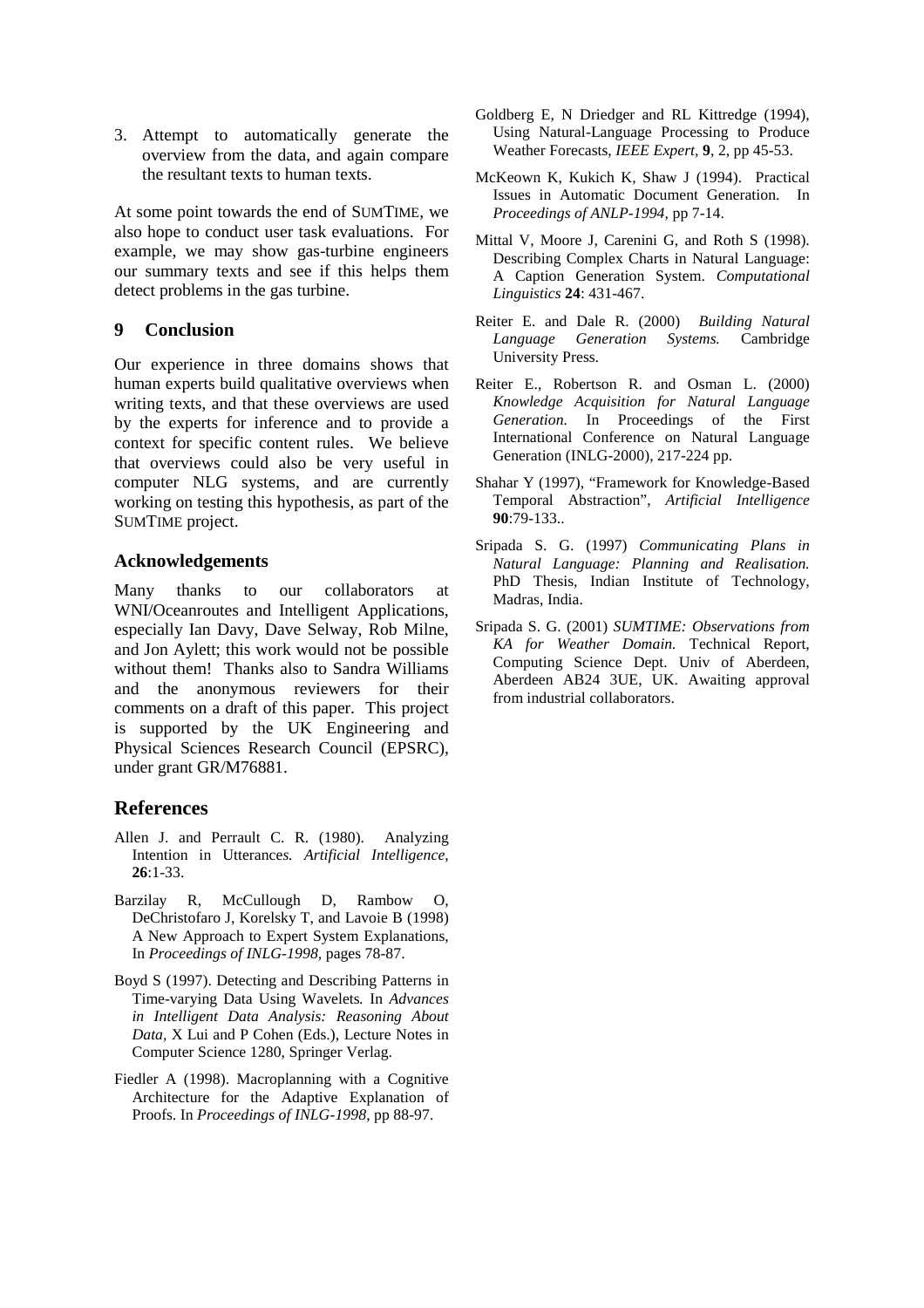3. Attempt to automatically generate the overview from the data, and again compare the resultant texts to human texts.

At some point towards the end of SUMTIME, we also hope to conduct user task evaluations. For example, we may show gas-turbine engineers our summary texts and see if this helps them detect problems in the gas turbine.

## 9 Conclusion

Our experience in three domains shows that human experts build qualitative overviews when writing texts, and that these overviews are used by the experts for inference and to provide a context for specific content rules. We believe that overviews could also be very useful in computer NLG systems, and are currently working on testing this hypothesis, as part of the SUMTIME project.

## Acknowledgements

Many thanks to our collaborators at WNI/Oceanroutes and Intelligent Applications, especially Ian Davy, Dave Selway, Rob Milne, and Jon Aylett; this work would not be possible without them! Thanks also to Sandra Williams and the anonymous reviewers for their comments on a draft of this paper. This project is supported by the UK Engineering and Physical Sciences Research Council (EPSRC), under grant GR/M76881.

## References

Allen J. and Perrault C. R. (1980). Analyzing Intention in Utterances. *Artificial Intelligence*, **26**:1-33.

Barzilay R, McCullough D, Rambow O, DeChristofaro J, Korelsky T, and Lavoie B (1998) A New Approach to Expert System Explanations, In *Proceedings of INLG-1998*, pages 78-87.

Boyd S (1997). Detecting and Describing Patterns in Time-varying Data Using Wavelets. In *Advances in Intelligent Data Analysis: Reasoning About Data*, X Lui and P Cohen (Eds.), Lecture Notes in Computer Science 1280, Springer Verlag.

Fiedler A (1998). Macroplanning with a Cognitive Architecture for the Adaptive Explanation of Proofs. In *Proceedings of INLG-1998*, pp 88-97.

Goldberg E, N Driedger and RL Kittredge (1994), Using Natural-Language Processing to Produce Weather Forecasts, *IEEE Expert*, **9**, 2, pp 45-53.

McKeown K, Kukich K, Shaw J (1994). Practical Issues in Automatic Document Generation. In *Proceedings of ANLP-1994*, pp 7-14.

Mittal V, Moore J, Carenini G, and Roth S (1998). Describing Complex Charts in Natural Language: A Caption Generation System. *Computational Linguistics* **24**: 431-467.

Reiter E. and Dale R. (2000) *Building Natural Language Generation Systems.* Cambridge University Press.

Reiter E., Robertson R. and Osman L. (2000) *Knowledge Acquisition for Natural Language Generation.* In Proceedings of the First International Conference on Natural Language Generation (INLG-2000), 217-224 pp.

Shahar Y (1997), "Framework for Knowledge-Based Temporal Abstraction", *Artificial Intelligence* **90**:79-133..

Sripada S. G. (1997) *Communicating Plans in Natural Language: Planning and Realisation.* PhD Thesis, Indian Institute of Technology, Madras, India.

Sripada S. G. (2001) *SUMTIME: Observations from KA for Weather Domain.* Technical Report, Computing Science Dept. Univ of Aberdeen, Aberdeen AB24 3UE, UK. Awaiting approval from industrial collaborators.